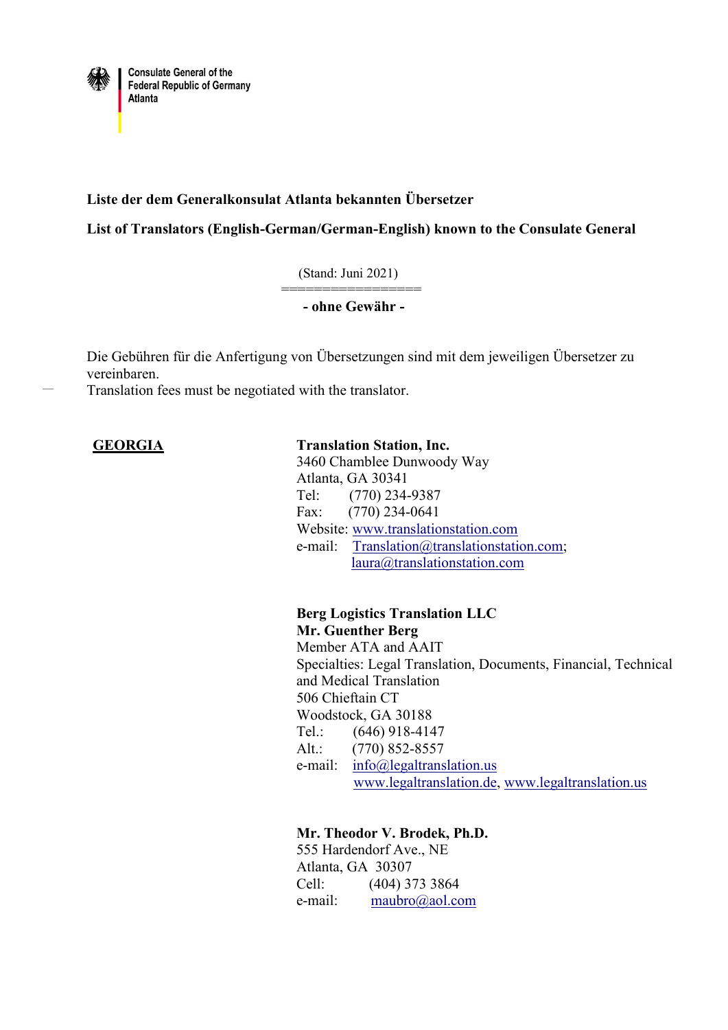Consulate General of the
Federal Republic of Germany
Atlanta

**Liste der dem Generalkonsulat Atlanta bekannten Übersetzer**

**List of Translators (English-German/German-English) known to the Consulate General**

(Stand: Juni 2021)

=================

**- ohne Gewähr -**

Die Gebühren für die Anfertigung von Übersetzungen sind mit dem jeweiligen Übersetzer zu vereinbaren.
Translation fees must be negotiated with the translator.

## GEORGIA

**Translation Station, Inc.**
3460 Chamblee Dunwoody Way
Atlanta, GA 30341
Tel: (770) 234-9387
Fax: (770) 234-0641
Website: www.translationstation.com
e-mail: Translation@translationstation.com; laura@translationstation.com

**Berg Logistics Translation LLC**
**Mr. Guenther Berg**
Member ATA and AAIT
Specialties: Legal Translation, Documents, Financial, Technical and Medical Translation
506 Chieftain CT
Woodstock, GA 30188
Tel.: (646) 918-4147
Alt.: (770) 852-8557
e-mail: info@legaltranslation.us
www.legaltranslation.de, www.legaltranslation.us

**Mr. Theodor V. Brodek, Ph.D.**
555 Hardendorf Ave., NE
Atlanta, GA 30307
Cell: (404) 373 3864
e-mail: maubro@aol.com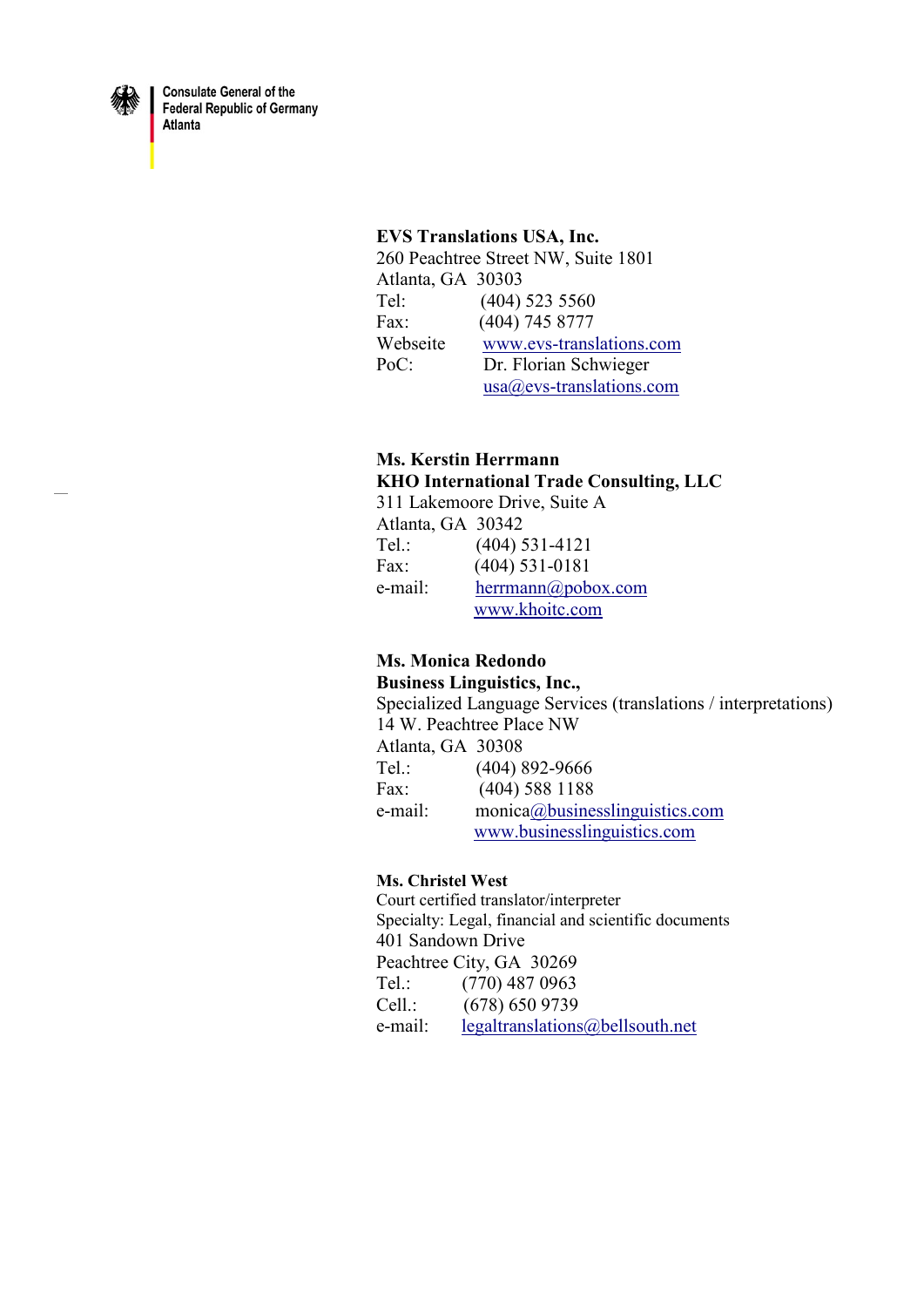Consulate General of the
Federal Republic of Germany
Atlanta

**EVS Translations USA, Inc.**
260 Peachtree Street NW, Suite 1801
Atlanta, GA 30303
Tel: (404) 523 5560
Fax: (404) 745 8777
Webseite www.evs-translations.com
PoC: Dr. Florian Schwieger
usa@evs-translations.com

**Ms. Kerstin Herrmann**
**KHO International Trade Consulting, LLC**
311 Lakemoore Drive, Suite A
Atlanta, GA 30342
Tel.: (404) 531-4121
Fax: (404) 531-0181
e-mail: herrmann@pobox.com
www.khoitc.com

**Ms. Monica Redondo**
**Business Linguistics, Inc.,**
Specialized Language Services (translations / interpretations)
14 W. Peachtree Place NW
Atlanta, GA 30308
Tel.: (404) 892-9666
Fax: (404) 588 1188
e-mail: monica@businesslinguistics.com
www.businesslinguistics.com

**Ms. Christel West**
Court certified translator/interpreter
Specialty: Legal, financial and scientific documents
401 Sandown Drive
Peachtree City, GA 30269
Tel.: (770) 487 0963
Cell.: (678) 650 9739
e-mail: legaltranslations@bellsouth.net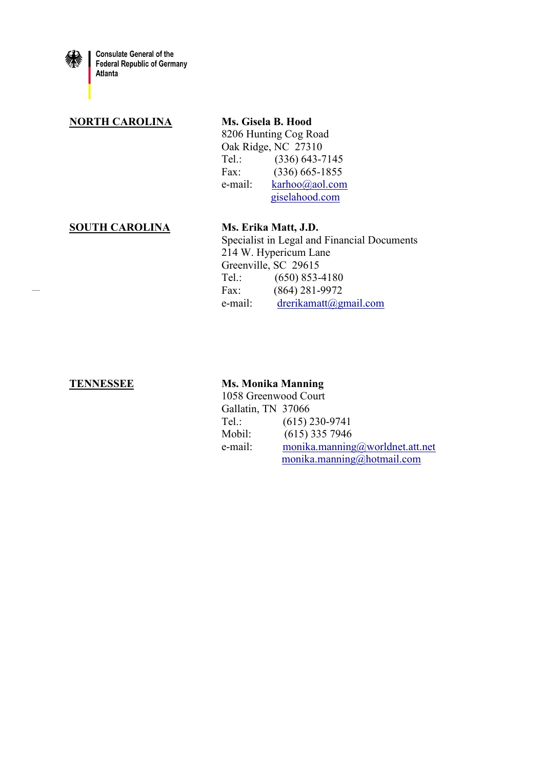Consulate General of the
Federal Republic of Germany
Atlanta

**NORTH CAROLINA**

**Ms. Gisela B. Hood**
8206 Hunting Cog Road
Oak Ridge, NC 27310
Tel.: (336) 643-7145
Fax: (336) 665-1855
e-mail: karhoo@aol.com
giselahood.com

**SOUTH CAROLINA**

**Ms. Erika Matt, J.D.**
Specialist in Legal and Financial Documents
214 W. Hypericum Lane
Greenville, SC 29615
Tel.: (650) 853-4180
Fax: (864) 281-9972
e-mail: drerikamatt@gmail.com

**TENNESSEE**

**Ms. Monika Manning**
1058 Greenwood Court
Gallatin, TN 37066
Tel.: (615) 230-9741
Mobil: (615) 335 7946
e-mail: monika.manning@worldnet.att.net
monika.manning@hotmail.com